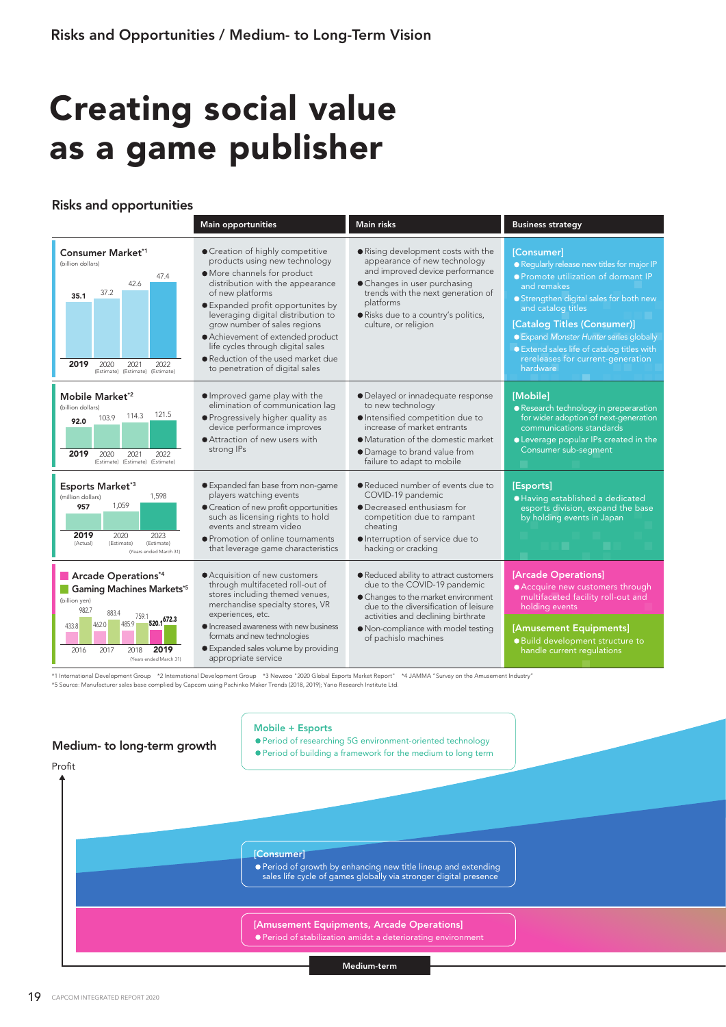Risks and Opportunities / Medium- to Long-Term Vision

# Creating social value as a game publisher

## Risks and opportunities

| | Main opportunities | Main risks | Business strategy |
|---|---|---|---|
| **Consumer Market**[*1] (billion dollars) 2019: 35.1; 2020 (Estimate): 37.2; 2021 (Estimate): 42.6; 2022 (Estimate): 47.4 | ● Creation of highly competitive products using new technology<br>● More channels for product distribution with the appearance of new platforms<br>● Expanded profit opportunities by leveraging digital distribution to grow number of sales regions<br>● Achievement of extended product life cycles through digital sales<br>● Reduction of the used market due to penetration of digital sales | ● Rising development costs with the appearance of new technology and improved device performance<br>● Changes in user purchasing trends with the next generation of platforms<br>● Risks due to a country's politics, culture, or religion | **[Consumer]**<br>● Regularly release new titles for major IP<br>● Promote utilization of dormant IP and remakes<br>● Strengthen digital sales for both new and catalog titles<br>**[Catalog Titles (Consumer)]**<br>● Expand *Monster Hunter* series globally<br>● Extend sales life of catalog titles with rereleases for current-generation hardware |
| **Mobile Market**[*2] (billion dollars) 2019: 92.0; 2020 (Estimate): 103.9; 2021 (Estimate): 114.3; 2022 (Estimate): 121.5 | ● Improved game play with the elimination of communication lag<br>● Progressively higher quality as device performance improves<br>● Attraction of new users with strong IPs | ● Delayed or innadequate response to new technology<br>● Intensified competition due to increase of market entrants<br>● Maturation of the domestic market<br>● Damage to brand value from failure to adapt to mobile | **[Mobile]**<br>● Research technology in preperaration for wider adoption of next-generation communications standards<br>● Leverage popular IPs created in the Consumer sub-segment |
| **Esports Market**[*3] (million dollars) 2019 (Actual): 957; 2020 (Estimate): 1,059; 2023 (Estimate): 1,598 (Years ended March 31) | ● Expanded fan base from non-game players watching events<br>● Creation of new profit opportunities such as licensing rights to hold events and stream video<br>● Promotion of online tournaments that leverage game characteristics | ● Reduced number of events due to COVID-19 pandemic<br>● Decreased enthusiasm for competition due to rampant cheating<br>● Interruption of service due to hacking or cracking | **[Esports]**<br>● Having established a dedicated esports division, expand the base by holding events in Japan |
| **Arcade Operations**[*4] / **Gaming Machines Markets**[*5] (billion yen) 2016: 433.8 / 982.7; 2017: 462.0 / 883.4; 2018: 485.9 / 759.1; 2019: 520.1 / 672.3 (Years ended March 31) | ● Acquisition of new customers through multifaceted roll-out of stores including themed venues, merchandise specialty stores, VR experiences, etc.<br>● Increased awareness with new business formats and new technologies<br>● Expanded sales volume by providing appropriate service | ● Reduced ability to attract customers due to the COVID-19 pandemic<br>● Changes to the market environment due to the diversification of leisure activities and declining birthrate<br>● Non-compliance with model testing of pachislo machines | **[Arcade Operations]**<br>● Acquire new customers through multifaceted facility roll-out and holding events<br>**[Amusement Equipments]**<br>● Build development structure to handle current regulations |

*1 International Development Group *2 International Development Group *3 Newzoo "2020 Global Esports Market Report" *4 JAMMA "Survey on the Amusement Industry"
*5 Source: Manufacturer sales base complied by Capcom using Pachinko Maker Trends (2018, 2019); Yano Research Institute Ltd.

## Medium- to long-term growth

Profit

**Mobile + Esports**
- Period of researching 5G environment-oriented technology
- Period of building a framework for the medium to long term

**[Consumer]**
- Period of growth by enhancing new title lineup and extending sales life cycle of games globally via stronger digital presence

**[Amusement Equipments, Arcade Operations]**
- Period of stabilization amidst a deteriorating environment

Medium-term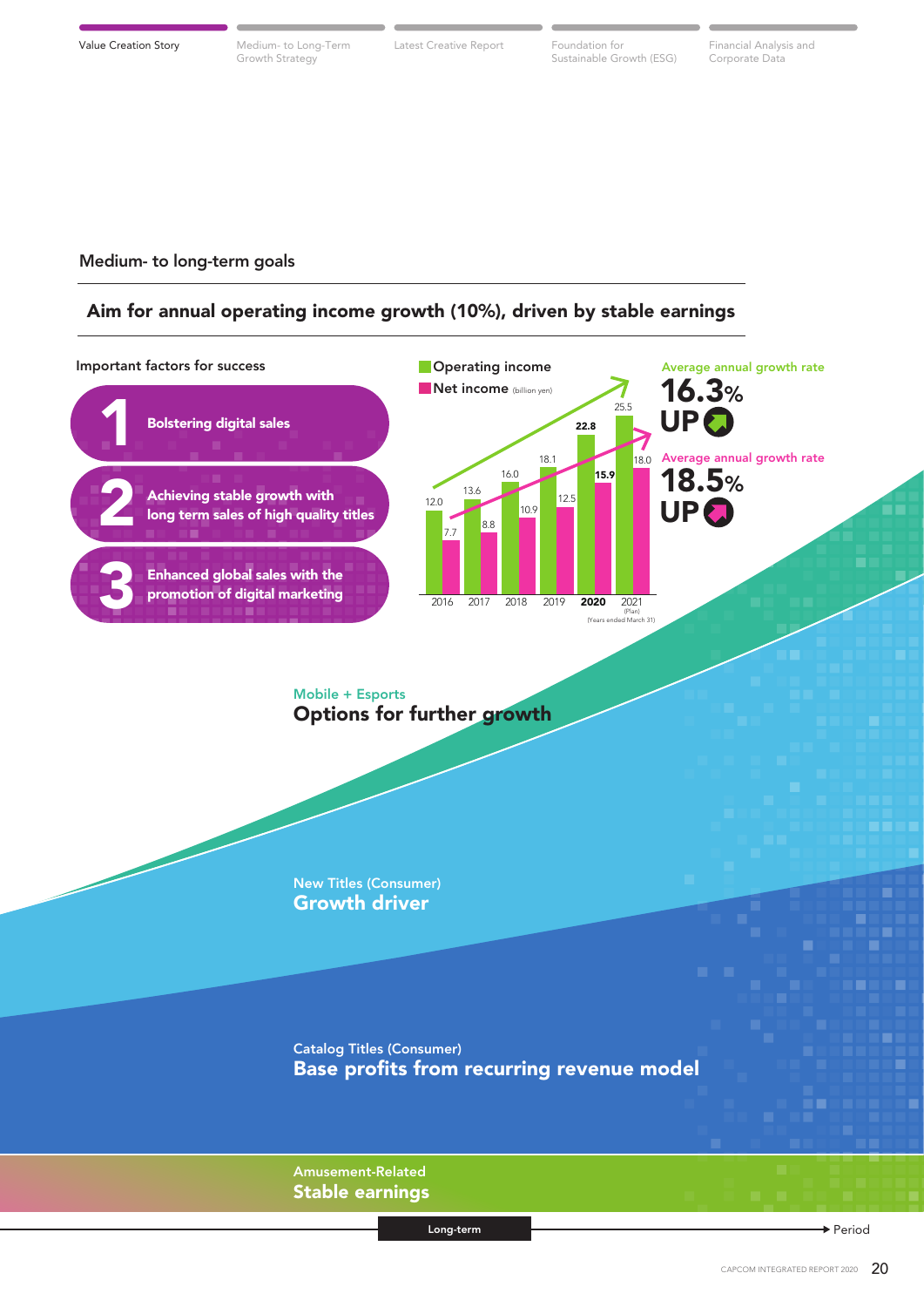## Medium- to long-term goals

### Aim for annual operating income growth (10%), driven by stable earnings

**Important factors for success**

1. Bolstering digital sales
2. Achieving stable growth with long term sales of high quality titles
3. Enhanced global sales with the promotion of digital marketing

Operating income
Net income (billion yen)

12.0
7.7
13.6
8.8
16.0
10.9
18.1
12.5
22.8
15.9
25.5
18.0

2016 2017 2018 2019 2020 2021 (Plan)
(Years ended March 31)

Average annual growth rate
16.3% UP

Average annual growth rate
18.5% UP

Mobile + Esports
**Options for further growth**

New Titles (Consumer)
**Growth driver**

Catalog Titles (Consumer)
**Base profits from recurring revenue model**

Amusement-Related
**Stable earnings**

Long-term
Period